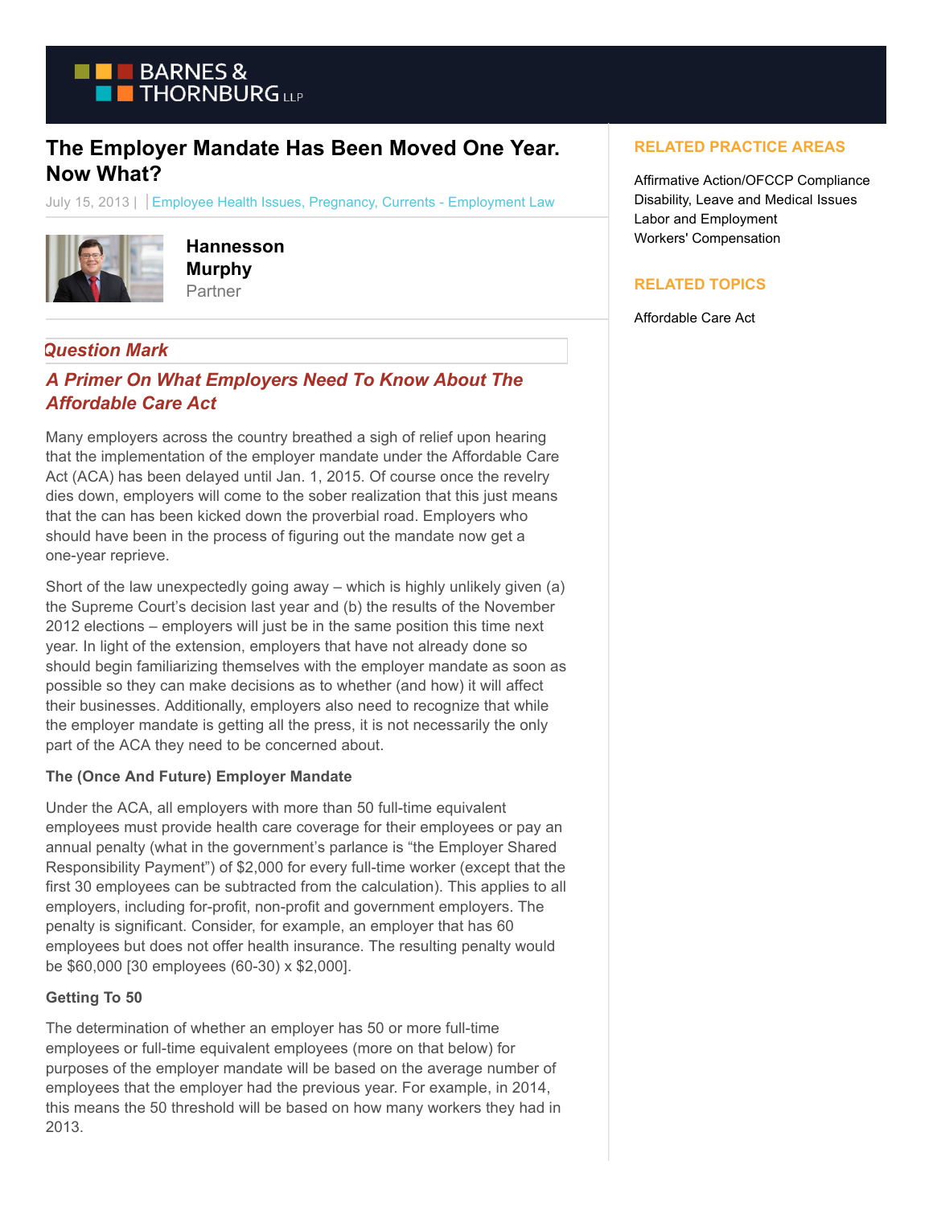# The Employer Mandate Has Been Moved One Year. Now What?

July 15, 2013 | Employee Health Issues, Pregnancy, Currents - Employment Law

**Hannesson Murphy**
Partner

## *Question Mark*

### *A Primer On What Employers Need To Know About The Affordable Care Act*

Many employers across the country breathed a sigh of relief upon hearing that the implementation of the employer mandate under the Affordable Care Act (ACA) has been delayed until Jan. 1, 2015. Of course once the revelry dies down, employers will come to the sober realization that this just means that the can has been kicked down the proverbial road. Employers who should have been in the process of figuring out the mandate now get a one-year reprieve.

Short of the law unexpectedly going away – which is highly unlikely given (a) the Supreme Court's decision last year and (b) the results of the November 2012 elections – employers will just be in the same position this time next year. In light of the extension, employers that have not already done so should begin familiarizing themselves with the employer mandate as soon as possible so they can make decisions as to whether (and how) it will affect their businesses. Additionally, employers also need to recognize that while the employer mandate is getting all the press, it is not necessarily the only part of the ACA they need to be concerned about.

**The (Once And Future) Employer Mandate**

Under the ACA, all employers with more than 50 full-time equivalent employees must provide health care coverage for their employees or pay an annual penalty (what in the government's parlance is "the Employer Shared Responsibility Payment") of $2,000 for every full-time worker (except that the first 30 employees can be subtracted from the calculation). This applies to all employers, including for-profit, non-profit and government employers. The penalty is significant. Consider, for example, an employer that has 60 employees but does not offer health insurance. The resulting penalty would be $60,000 [30 employees (60-30) x $2,000].

**Getting To 50**

The determination of whether an employer has 50 or more full-time employees or full-time equivalent employees (more on that below) for purposes of the employer mandate will be based on the average number of employees that the employer had the previous year. For example, in 2014, this means the 50 threshold will be based on how many workers they had in 2013.

RELATED PRACTICE AREAS

Affirmative Action/OFCCP Compliance
Disability, Leave and Medical Issues
Labor and Employment
Workers' Compensation

RELATED TOPICS

Affordable Care Act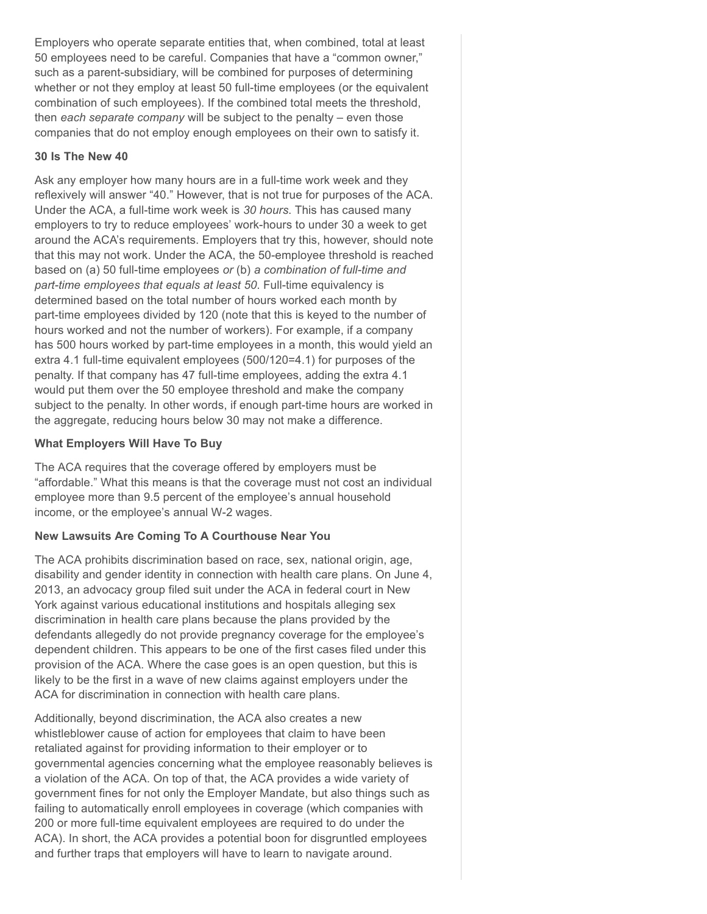Employers who operate separate entities that, when combined, total at least 50 employees need to be careful. Companies that have a "common owner," such as a parent-subsidiary, will be combined for purposes of determining whether or not they employ at least 50 full-time employees (or the equivalent combination of such employees). If the combined total meets the threshold, then *each separate company* will be subject to the penalty – even those companies that do not employ enough employees on their own to satisfy it.

**30 Is The New 40**

Ask any employer how many hours are in a full-time work week and they reflexively will answer "40." However, that is not true for purposes of the ACA. Under the ACA, a full-time work week is *30 hours*. This has caused many employers to try to reduce employees' work-hours to under 30 a week to get around the ACA's requirements. Employers that try this, however, should note that this may not work. Under the ACA, the 50-employee threshold is reached based on (a) 50 full-time employees *or* (b) *a combination of full-time and part-time employees that equals at least 50*. Full-time equivalency is determined based on the total number of hours worked each month by part-time employees divided by 120 (note that this is keyed to the number of hours worked and not the number of workers). For example, if a company has 500 hours worked by part-time employees in a month, this would yield an extra 4.1 full-time equivalent employees (500/120=4.1) for purposes of the penalty. If that company has 47 full-time employees, adding the extra 4.1 would put them over the 50 employee threshold and make the company subject to the penalty. In other words, if enough part-time hours are worked in the aggregate, reducing hours below 30 may not make a difference.

**What Employers Will Have To Buy**

The ACA requires that the coverage offered by employers must be "affordable." What this means is that the coverage must not cost an individual employee more than 9.5 percent of the employee's annual household income, or the employee's annual W-2 wages.

**New Lawsuits Are Coming To A Courthouse Near You**

The ACA prohibits discrimination based on race, sex, national origin, age, disability and gender identity in connection with health care plans. On June 4, 2013, an advocacy group filed suit under the ACA in federal court in New York against various educational institutions and hospitals alleging sex discrimination in health care plans because the plans provided by the defendants allegedly do not provide pregnancy coverage for the employee's dependent children. This appears to be one of the first cases filed under this provision of the ACA. Where the case goes is an open question, but this is likely to be the first in a wave of new claims against employers under the ACA for discrimination in connection with health care plans.

Additionally, beyond discrimination, the ACA also creates a new whistleblower cause of action for employees that claim to have been retaliated against for providing information to their employer or to governmental agencies concerning what the employee reasonably believes is a violation of the ACA. On top of that, the ACA provides a wide variety of government fines for not only the Employer Mandate, but also things such as failing to automatically enroll employees in coverage (which companies with 200 or more full-time equivalent employees are required to do under the ACA). In short, the ACA provides a potential boon for disgruntled employees and further traps that employers will have to learn to navigate around.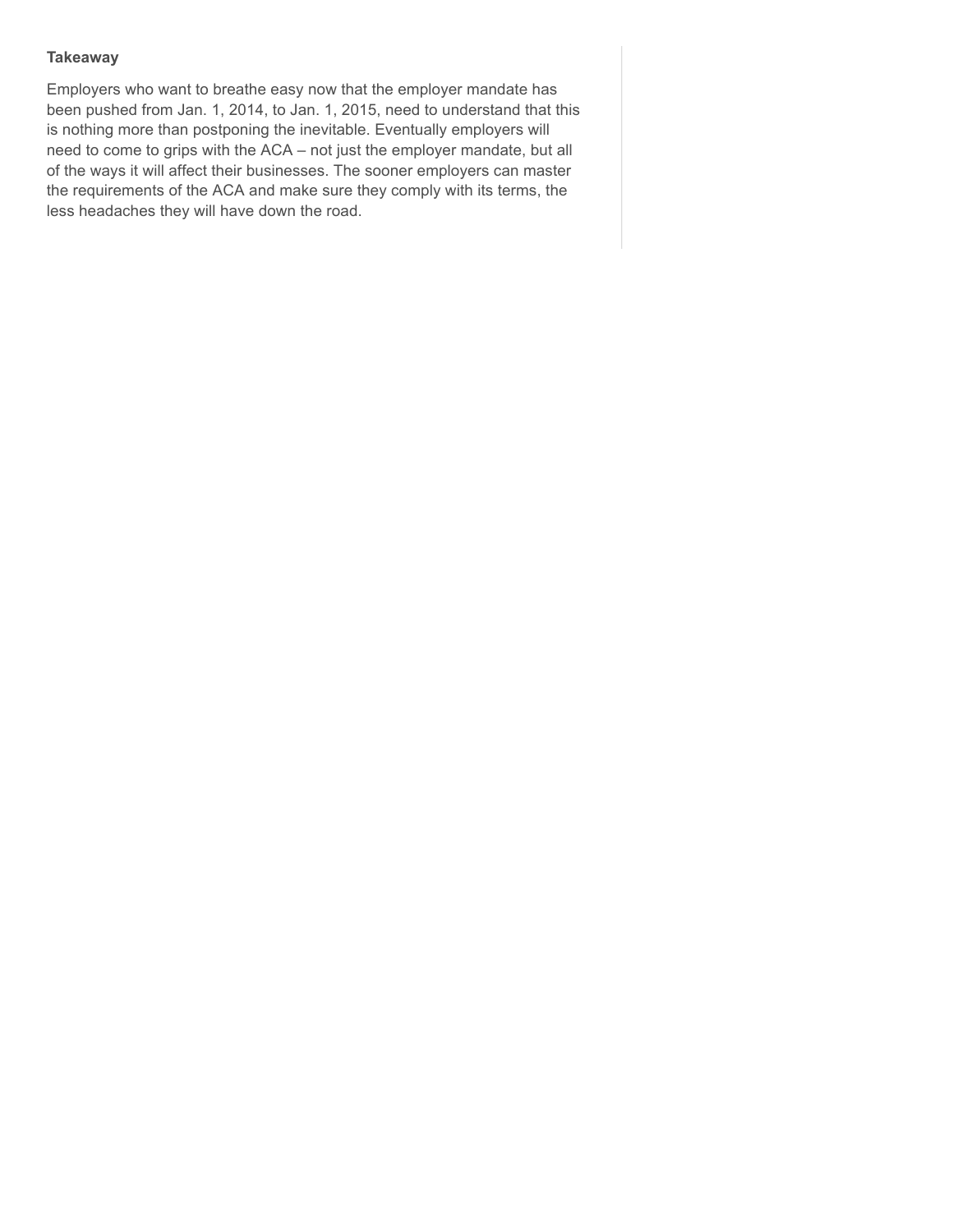**Takeaway**

Employers who want to breathe easy now that the employer mandate has been pushed from Jan. 1, 2014, to Jan. 1, 2015, need to understand that this is nothing more than postponing the inevitable. Eventually employers will need to come to grips with the ACA – not just the employer mandate, but all of the ways it will affect their businesses. The sooner employers can master the requirements of the ACA and make sure they comply with its terms, the less headaches they will have down the road.